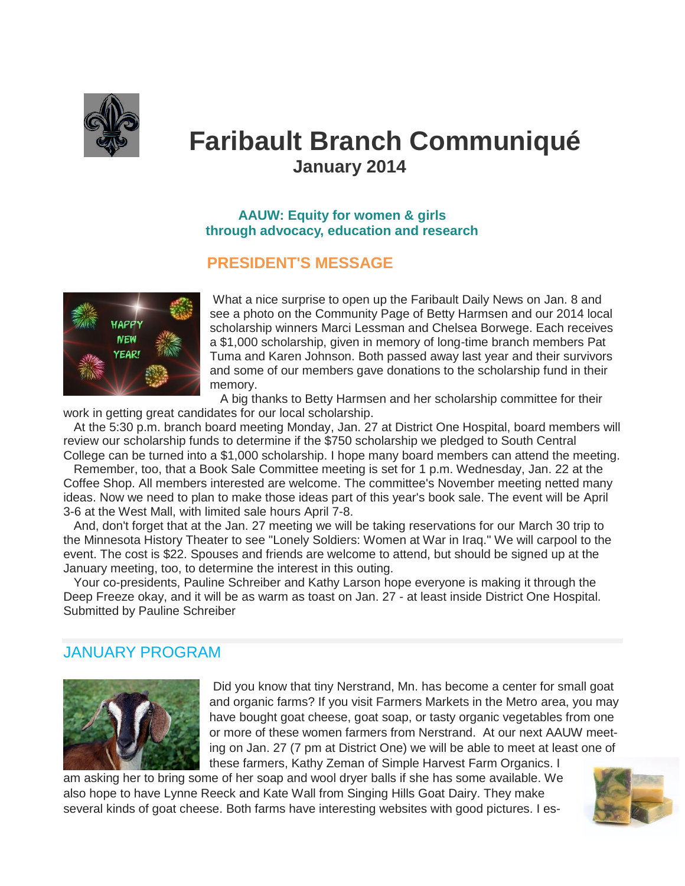# Faribault Branch Communiqué

## January 2014

**AAUW: Equity for women & girls through advocacy, education and research**

## PRESIDENT'S MESSAGE

What a nice surprise to open up the Faribault Daily News on Jan. 8 and see a photo on the Community Page of Betty Harmsen and our 2014 local scholarship winners Marci Lessman and Chelsea Borwege. Each receives a $1,000 scholarship, given in memory of long-time branch members Pat Tuma and Karen Johnson. Both passed away last year and their survivors and some of our members gave donations to the scholarship fund in their memory.

A big thanks to Betty Harmsen and her scholarship committee for their work in getting great candidates for our local scholarship.

At the 5:30 p.m. branch board meeting Monday, Jan. 27 at District One Hospital, board members will review our scholarship funds to determine if the $750 scholarship we pledged to South Central College can be turned into a $1,000 scholarship. I hope many board members can attend the meeting.

Remember, too, that a Book Sale Committee meeting is set for 1 p.m. Wednesday, Jan. 22 at the Coffee Shop. All members interested are welcome. The committee's November meeting netted many ideas. Now we need to plan to make those ideas part of this year's book sale. The event will be April 3-6 at the West Mall, with limited sale hours April 7-8.

And, don't forget that at the Jan. 27 meeting we will be taking reservations for our March 30 trip to the Minnesota History Theater to see "Lonely Soldiers: Women at War in Iraq." We will carpool to the event. The cost is $22. Spouses and friends are welcome to attend, but should be signed up at the January meeting, too, to determine the interest in this outing.

Your co-presidents, Pauline Schreiber and Kathy Larson hope everyone is making it through the Deep Freeze okay, and it will be as warm as toast on Jan. 27 - at least inside District One Hospital.
Submitted by Pauline Schreiber

## JANUARY PROGRAM

Did you know that tiny Nerstrand, Mn. has become a center for small goat and organic farms? If you visit Farmers Markets in the Metro area, you may have bought goat cheese, goat soap, or tasty organic vegetables from one or more of these women farmers from Nerstrand. At our next AAUW meeting on Jan. 27 (7 pm at District One) we will be able to meet at least one of these farmers, Kathy Zeman of Simple Harvest Farm Organics. I am asking her to bring some of her soap and wool dryer balls if she has some available. We also hope to have Lynne Reeck and Kate Wall from Singing Hills Goat Dairy. They make several kinds of goat cheese. Both farms have interesting websites with good pictures. I es-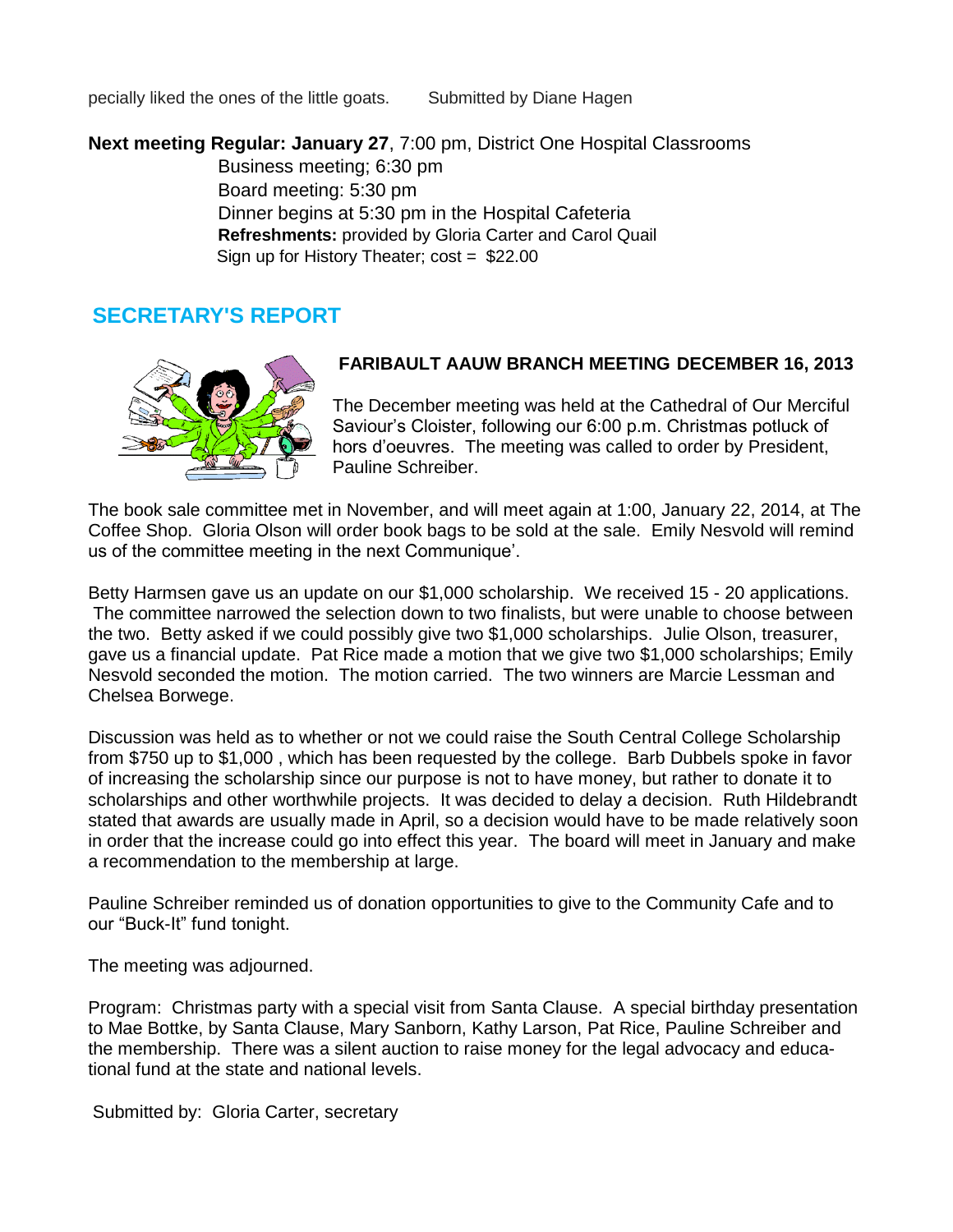pecially liked the ones of the little goats. Submitted by Diane Hagen

**Next meeting Regular: January 27**, 7:00 pm, District One Hospital Classrooms

Business meeting; 6:30 pm
Board meeting: 5:30 pm
Dinner begins at 5:30 pm in the Hospital Cafeteria
**Refreshments:** provided by Gloria Carter and Carol Quail
Sign up for History Theater; cost = $22.00

## SECRETARY'S REPORT

### FARIBAULT AAUW BRANCH MEETING DECEMBER 16, 2013

The December meeting was held at the Cathedral of Our Merciful Saviour's Cloister, following our 6:00 p.m. Christmas potluck of hors d'oeuvres. The meeting was called to order by President, Pauline Schreiber.

The book sale committee met in November, and will meet again at 1:00, January 22, 2014, at The Coffee Shop. Gloria Olson will order book bags to be sold at the sale. Emily Nesvold will remind us of the committee meeting in the next Communique'.

Betty Harmsen gave us an update on our $1,000 scholarship. We received 15 - 20 applications. The committee narrowed the selection down to two finalists, but were unable to choose between the two. Betty asked if we could possibly give two $1,000 scholarships. Julie Olson, treasurer, gave us a financial update. Pat Rice made a motion that we give two $1,000 scholarships; Emily Nesvold seconded the motion. The motion carried. The two winners are Marcie Lessman and Chelsea Borwege.

Discussion was held as to whether or not we could raise the South Central College Scholarship from $750 up to $1,000 , which has been requested by the college. Barb Dubbels spoke in favor of increasing the scholarship since our purpose is not to have money, but rather to donate it to scholarships and other worthwhile projects. It was decided to delay a decision. Ruth Hildebrandt stated that awards are usually made in April, so a decision would have to be made relatively soon in order that the increase could go into effect this year. The board will meet in January and make a recommendation to the membership at large.

Pauline Schreiber reminded us of donation opportunities to give to the Community Cafe and to our "Buck-It" fund tonight.

The meeting was adjourned.

Program: Christmas party with a special visit from Santa Clause. A special birthday presentation to Mae Bottke, by Santa Clause, Mary Sanborn, Kathy Larson, Pat Rice, Pauline Schreiber and the membership. There was a silent auction to raise money for the legal advocacy and educational fund at the state and national levels.

Submitted by: Gloria Carter, secretary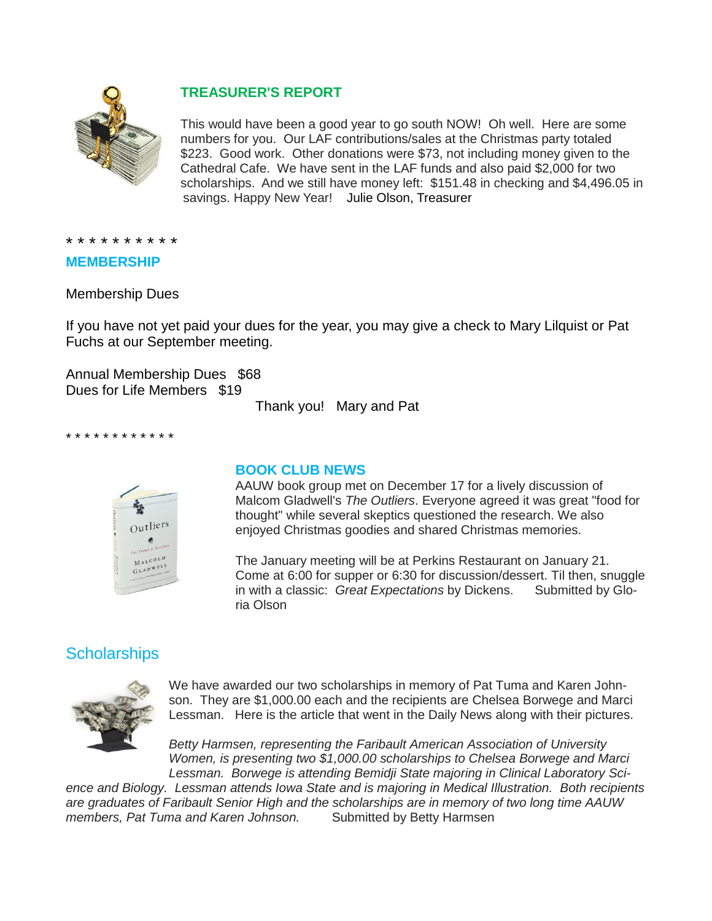## TREASURER'S REPORT

This would have been a good year to go south NOW! Oh well. Here are some numbers for you. Our LAF contributions/sales at the Christmas party totaled $223. Good work. Other donations were $73, not including money given to the Cathedral Cafe. We have sent in the LAF funds and also paid $2,000 for two scholarships. And we still have money left: $151.48 in checking and $4,496.05 in savings. Happy New Year! Julie Olson, Treasurer

* * * * * * * * * *

## MEMBERSHIP

Membership Dues

If you have not yet paid your dues for the year, you may give a check to Mary Lilquist or Pat Fuchs at our September meeting.

Annual Membership Dues $68
Dues for Life Members $19

Thank you! Mary and Pat

* * * * * * * * * * * *

## BOOK CLUB NEWS

AAUW book group met on December 17 for a lively discussion of Malcom Gladwell's *The Outliers*. Everyone agreed it was great "food for thought" while several skeptics questioned the research. We also enjoyed Christmas goodies and shared Christmas memories.

The January meeting will be at Perkins Restaurant on January 21. Come at 6:00 for supper or 6:30 for discussion/dessert. Til then, snuggle in with a classic: *Great Expectations* by Dickens. Submitted by Gloria Olson

## Scholarships

We have awarded our two scholarships in memory of Pat Tuma and Karen Johnson. They are $1,000.00 each and the recipients are Chelsea Borwege and Marci Lessman. Here is the article that went in the Daily News along with their pictures.

*Betty Harmsen, representing the Faribault American Association of University Women, is presenting two $1,000.00 scholarships to Chelsea Borwege and Marci Lessman. Borwege is attending Bemidji State majoring in Clinical Laboratory Science and Biology. Lessman attends Iowa State and is majoring in Medical Illustration. Both recipients are graduates of Faribault Senior High and the scholarships are in memory of two long time AAUW members, Pat Tuma and Karen Johnson.* Submitted by Betty Harmsen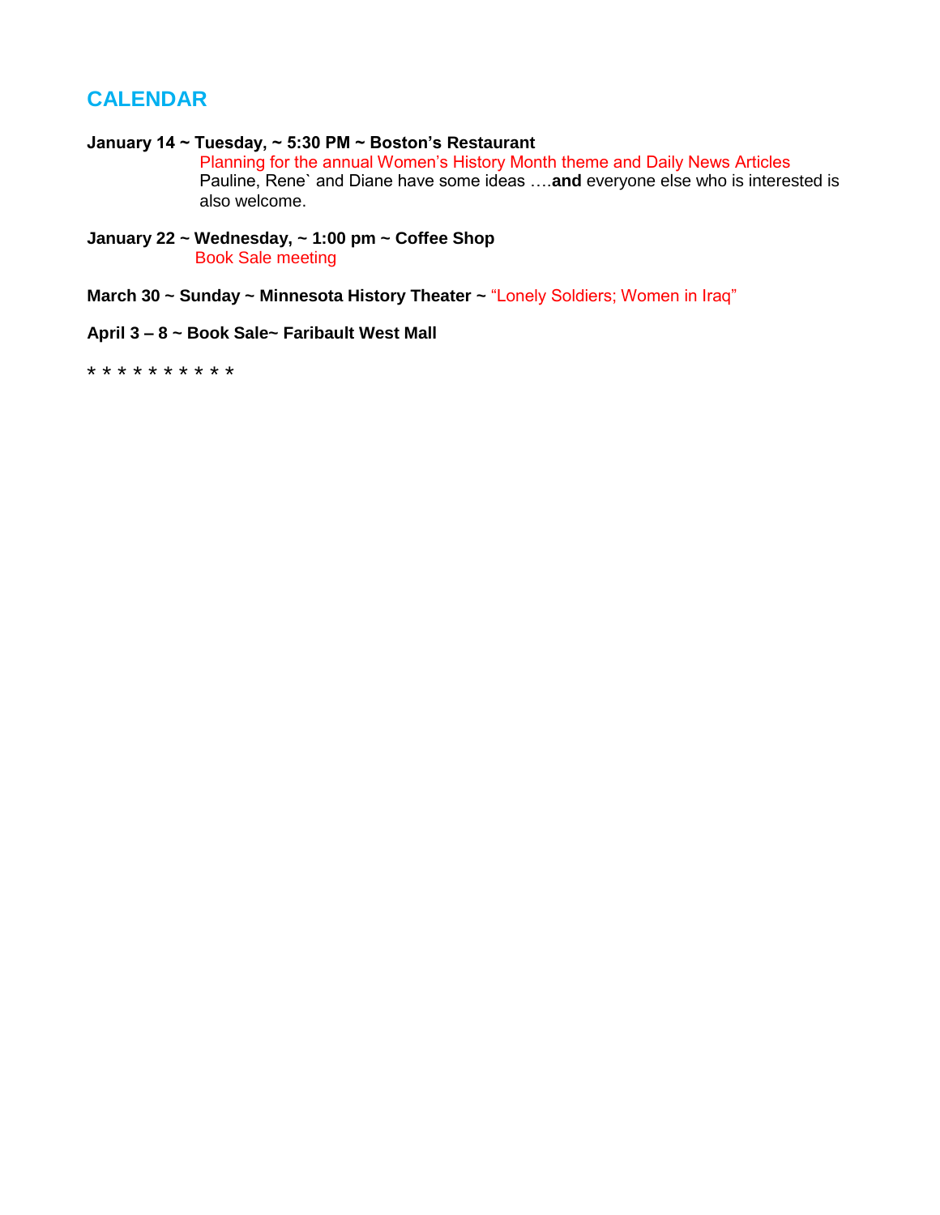## CALENDAR

**January 14 ~ Tuesday, ~ 5:30 PM ~ Boston's Restaurant**

Planning for the annual Women's History Month theme and Daily News Articles

Pauline, Rene` and Diane have some ideas ….**and** everyone else who is interested is also welcome.

**January 22 ~ Wednesday, ~ 1:00 pm ~ Coffee Shop**

Book Sale meeting

**March 30 ~ Sunday ~ Minnesota History Theater ~** "Lonely Soldiers; Women in Iraq"

**April 3 – 8 ~ Book Sale~ Faribault West Mall**

* * * * * * * * * *